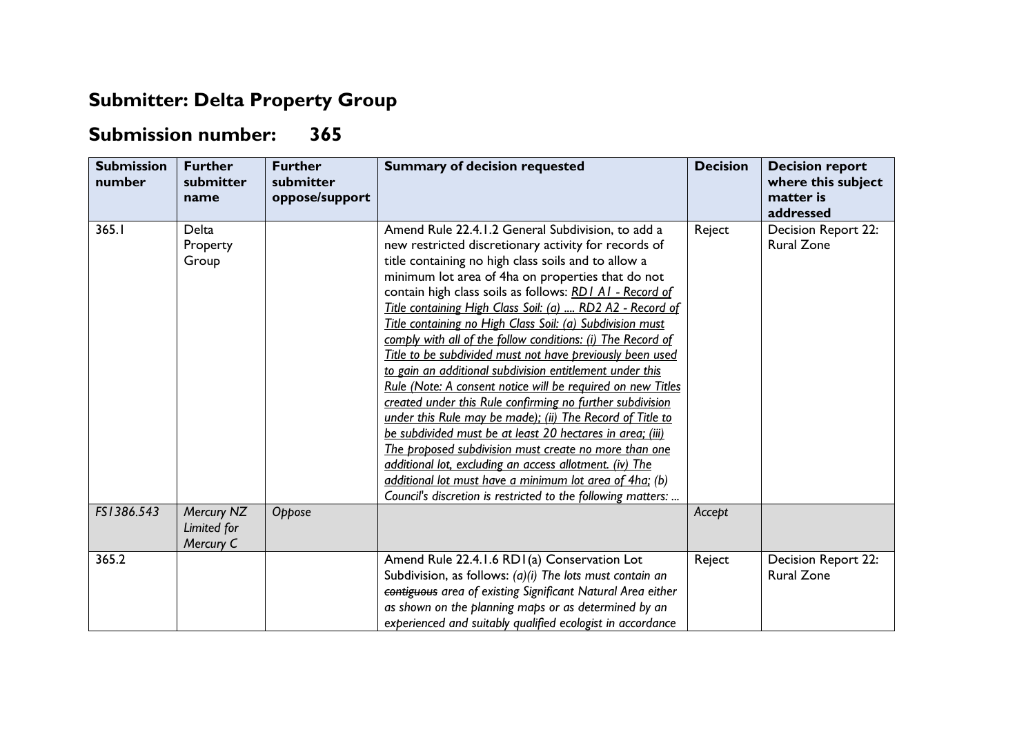# Submitter: Delta Property Group

# Submission number: 365

| Submission number | Further submitter name | Further submitter oppose/support | Summary of decision requested | Decision | Decision report where this subject matter is addressed |
|---|---|---|---|---|---|
| 365.1 | Delta Property Group | | Amend Rule 22.4.1.2 General Subdivision, to add a new restricted discretionary activity for records of title containing no high class soils and to allow a minimum lot area of 4ha on properties that do not contain high class soils as follows: *RD1 A1 - Record of Title containing High Class Soil: (a) .... RD2 A2 - Record of Title containing no High Class Soil: (a) Subdivision must comply with all of the follow conditions: (i) The Record of Title to be subdivided must not have previously been used to gain an additional subdivision entitlement under this Rule (Note: A consent notice will be required on new Titles created under this Rule confirming no further subdivision under this Rule may be made); (ii) The Record of Title to be subdivided must be at least 20 hectares in area; (iii) The proposed subdivision must create no more than one additional lot, excluding an access allotment. (iv) The additional lot must have a minimum lot area of 4ha; (b) Council's discretion is restricted to the following matters: ...* | Reject | Decision Report 22: Rural Zone |
| *FS1386.543* | *Mercury NZ Limited for Mercury C* | *Oppose* | | *Accept* | |
| 365.2 | | | Amend Rule 22.4.1.6 RD1(a) Conservation Lot Subdivision, as follows: *(a)(i) The lots must contain an ~~contiguous~~ area of existing Significant Natural Area either as shown on the planning maps or as determined by an experienced and suitably qualified ecologist in accordance* | Reject | Decision Report 22: Rural Zone |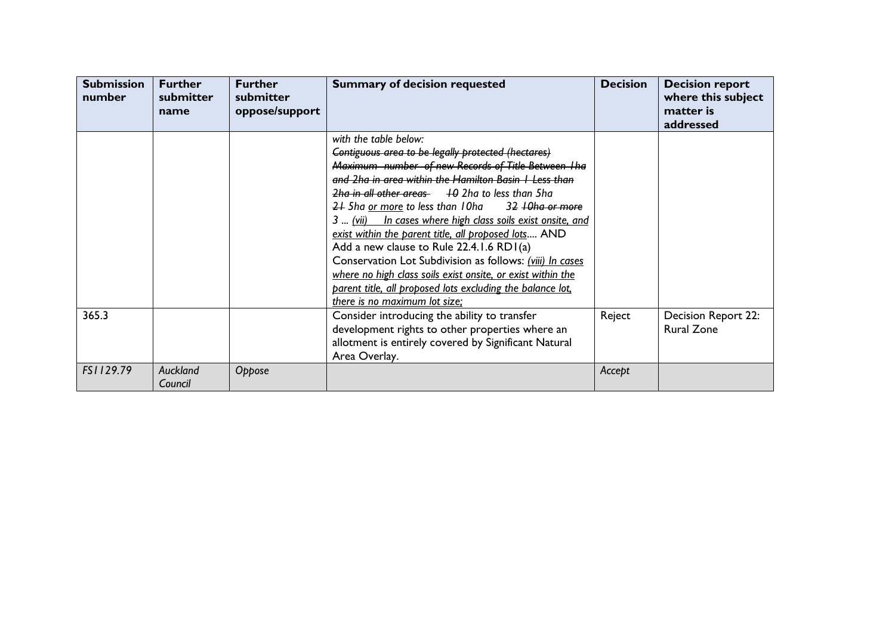| Submission number | Further submitter name | Further submitter oppose/support | Summary of decision requested | Decision | Decision report where this subject matter is addressed |
|---|---|---|---|---|---|
| | | | *with the table below:* *~~Contiguous area to be legally protected (hectares) Maximum number of new Records of Title Between 1ha and 2ha in area within the Hamilton Basin 1 Less than 2ha in all other areas~~ ~~1~~0 2ha to less than 5ha ~~2~~1 5ha <u>or more</u> to less than 10ha 3~~2~~ ~~10ha or more 3~~ ... <u>(vii) In cases where high class soils exist onsite, and exist within the parent title, all proposed lots</u>....* AND Add a new clause to Rule 22.4.1.6 RD1(a) Conservation Lot Subdivision as follows: *<u>(viii) In cases where no high class soils exist onsite, or exist within the parent title, all proposed lots excluding the balance lot, there is no maximum lot size;</u>* | | |
| 365.3 | | | Consider introducing the ability to transfer development rights to other properties where an allotment is entirely covered by Significant Natural Area Overlay. | Reject | Decision Report 22: Rural Zone |
| *FS1129.79* | *Auckland Council* | *Oppose* | | *Accept* | |